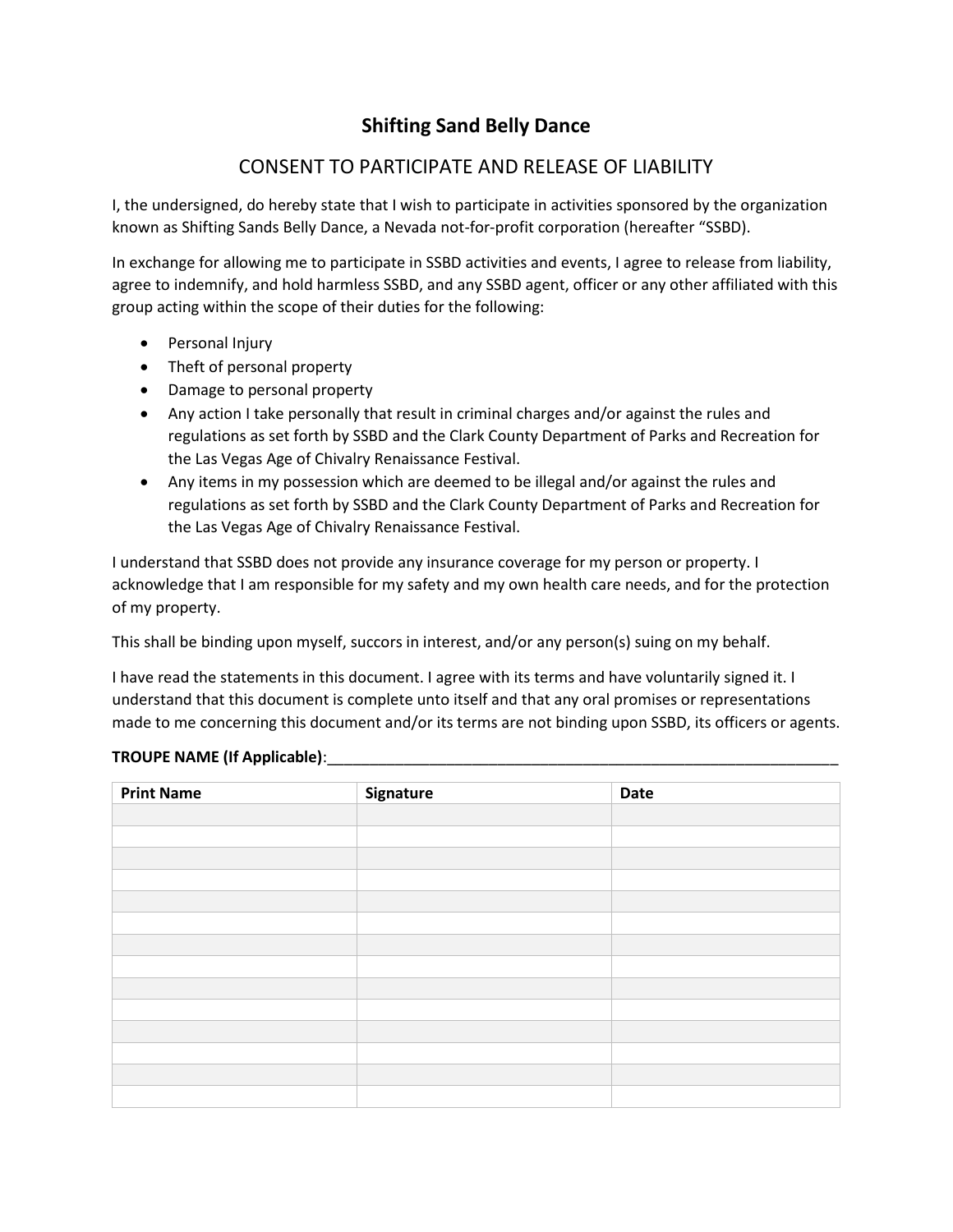# Shifting Sand Belly Dance

## CONSENT TO PARTICIPATE AND RELEASE OF LIABILITY

I, the undersigned, do hereby state that I wish to participate in activities sponsored by the organization known as Shifting Sands Belly Dance, a Nevada not-for-profit corporation (hereafter "SSBD).

In exchange for allowing me to participate in SSBD activities and events, I agree to release from liability, agree to indemnify, and hold harmless SSBD, and any SSBD agent, officer or any other affiliated with this group acting within the scope of their duties for the following:

- Personal Injury
- Theft of personal property
- Damage to personal property
- Any action I take personally that result in criminal charges and/or against the rules and regulations as set forth by SSBD and the Clark County Department of Parks and Recreation for the Las Vegas Age of Chivalry Renaissance Festival.
- Any items in my possession which are deemed to be illegal and/or against the rules and regulations as set forth by SSBD and the Clark County Department of Parks and Recreation for the Las Vegas Age of Chivalry Renaissance Festival.

I understand that SSBD does not provide any insurance coverage for my person or property. I acknowledge that I am responsible for my safety and my own health care needs, and for the protection of my property.

This shall be binding upon myself, succors in interest, and/or any person(s) suing on my behalf.

I have read the statements in this document. I agree with its terms and have voluntarily signed it. I understand that this document is complete unto itself and that any oral promises or representations made to me concerning this document and/or its terms are not binding upon SSBD, its officers or agents.

**TROUPE NAME (If Applicable)**:_______________________________________________________________

| Print Name | Signature | Date |
|---|---|---|
| | | |
| | | |
| | | |
| | | |
| | | |
| | | |
| | | |
| | | |
| | | |
| | | |
| | | |
| | | |
| | | |
| | | |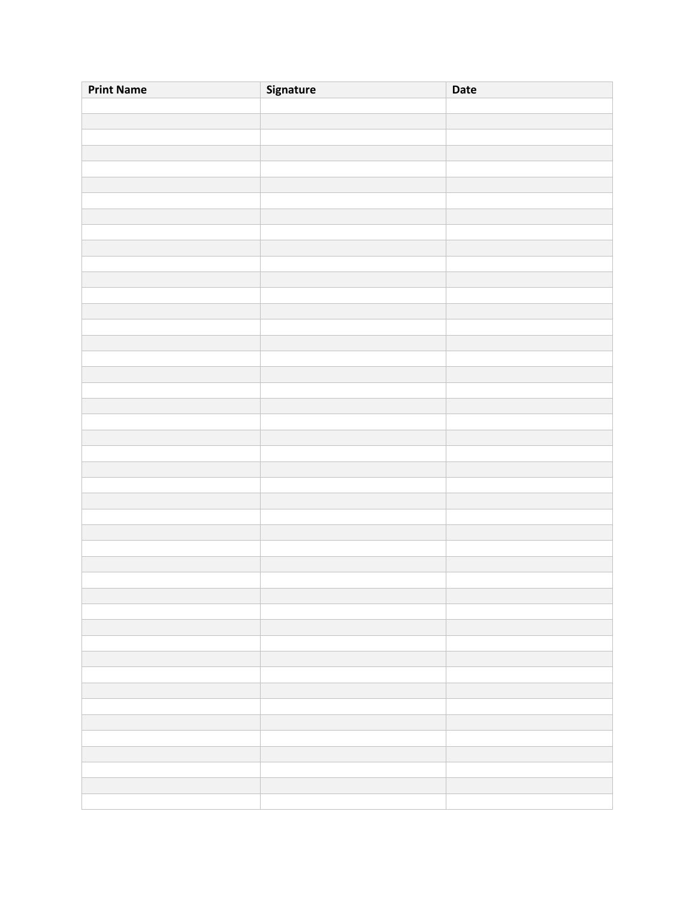| Print Name | Signature | Date |
| --- | --- | --- |
| | | |
| | | |
| | | |
| | | |
| | | |
| | | |
| | | |
| | | |
| | | |
| | | |
| | | |
| | | |
| | | |
| | | |
| | | |
| | | |
| | | |
| | | |
| | | |
| | | |
| | | |
| | | |
| | | |
| | | |
| | | |
| | | |
| | | |
| | | |
| | | |
| | | |
| | | |
| | | |
| | | |
| | | |
| | | |
| | | |
| | | |
| | | |
| | | |
| | | |
| | | |
| | | |
| | | |
| | | |
| | | |